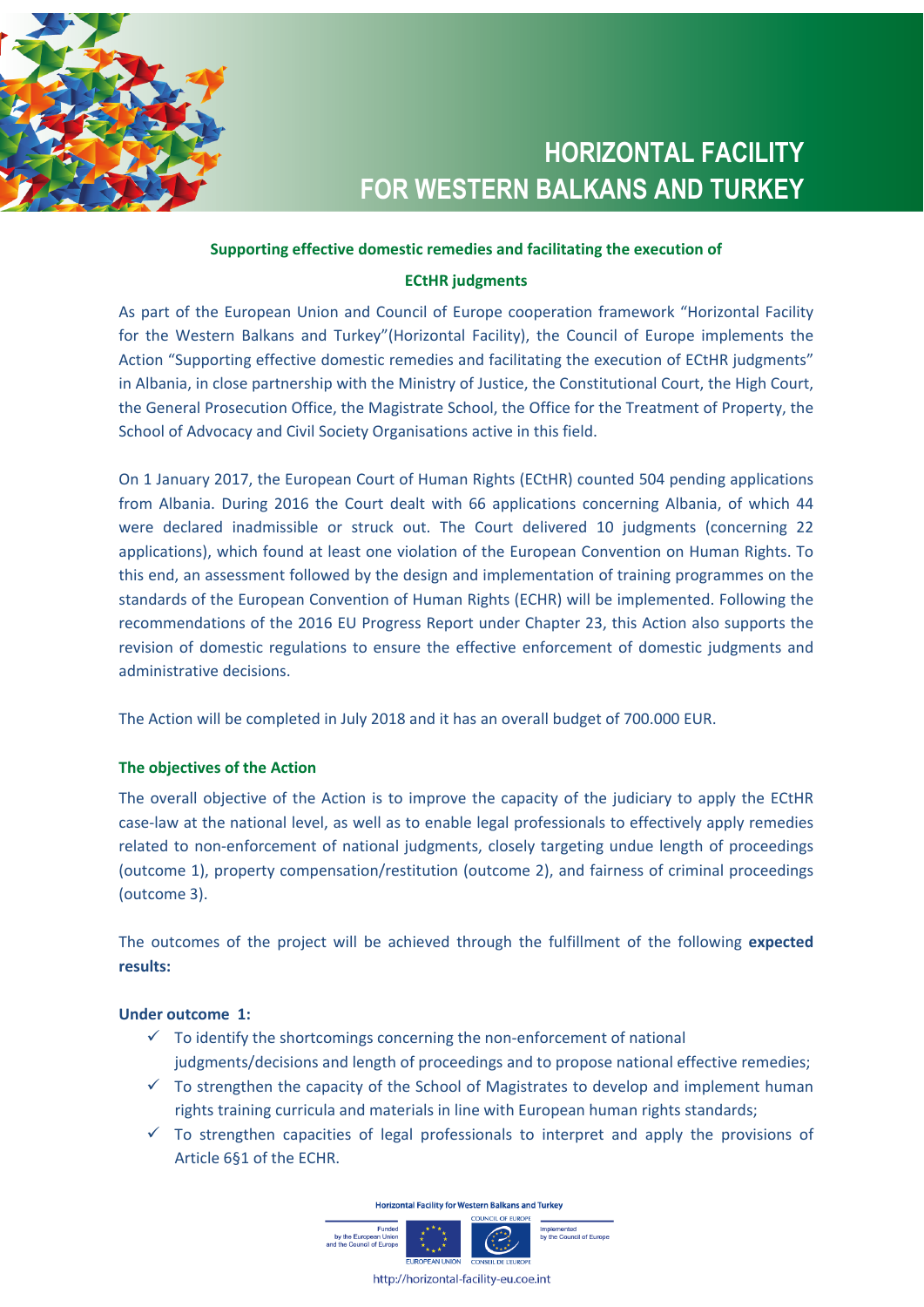# HORIZONTAL FACILITY FOR WESTERN BALKANS AND TURKEY

## Supporting effective domestic remedies and facilitating the execution of ECtHR judgments

As part of the European Union and Council of Europe cooperation framework "Horizontal Facility for the Western Balkans and Turkey"(Horizontal Facility), the Council of Europe implements the Action "Supporting effective domestic remedies and facilitating the execution of ECtHR judgments" in Albania, in close partnership with the Ministry of Justice, the Constitutional Court, the High Court, the General Prosecution Office, the Magistrate School, the Office for the Treatment of Property, the School of Advocacy and Civil Society Organisations active in this field.

On 1 January 2017, the European Court of Human Rights (ECtHR) counted 504 pending applications from Albania. During 2016 the Court dealt with 66 applications concerning Albania, of which 44 were declared inadmissible or struck out. The Court delivered 10 judgments (concerning 22 applications), which found at least one violation of the European Convention on Human Rights. To this end, an assessment followed by the design and implementation of training programmes on the standards of the European Convention of Human Rights (ECHR) will be implemented. Following the recommendations of the 2016 EU Progress Report under Chapter 23, this Action also supports the revision of domestic regulations to ensure the effective enforcement of domestic judgments and administrative decisions.

The Action will be completed in July 2018 and it has an overall budget of 700.000 EUR.

### The objectives of the Action

The overall objective of the Action is to improve the capacity of the judiciary to apply the ECtHR case-law at the national level, as well as to enable legal professionals to effectively apply remedies related to non-enforcement of national judgments, closely targeting undue length of proceedings (outcome 1), property compensation/restitution (outcome 2), and fairness of criminal proceedings (outcome 3).

The outcomes of the project will be achieved through the fulfillment of the following **expected results:**

**Under outcome 1:**

- ✓ To identify the shortcomings concerning the non-enforcement of national judgments/decisions and length of proceedings and to propose national effective remedies;
- ✓ To strengthen the capacity of the School of Magistrates to develop and implement human rights training curricula and materials in line with European human rights standards;
- ✓ To strengthen capacities of legal professionals to interpret and apply the provisions of Article 6§1 of the ECHR.

Horizontal Facility for Western Balkans and Turkey

Funded by the European Union and the Council of Europe

EUROPEAN UNION

COUNCIL OF EUROPE
CONSEIL DE L'EUROPE

Implemented by the Council of Europe

http://horizontal-facility-eu.coe.int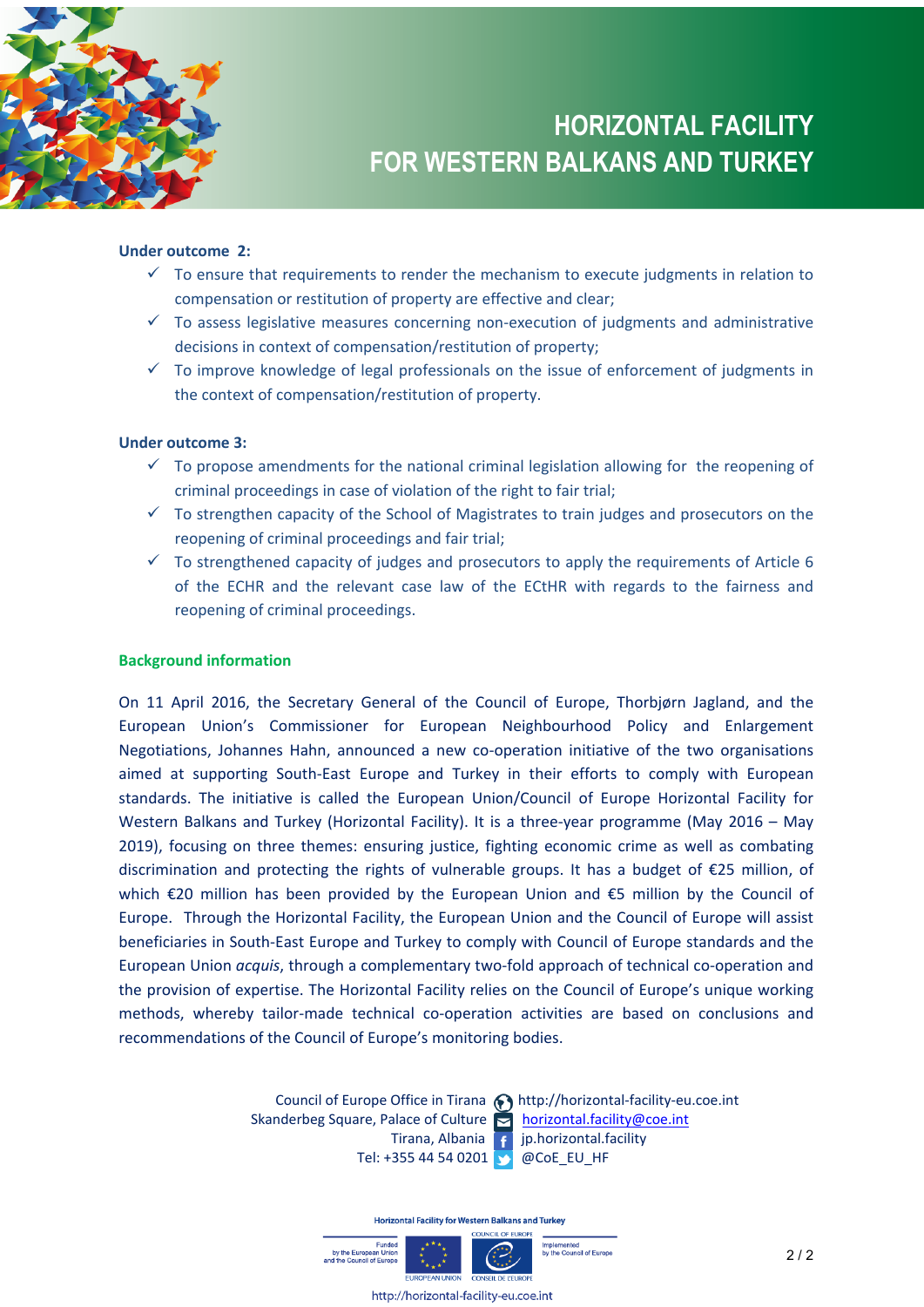**Under outcome 2:**

- ✓ To ensure that requirements to render the mechanism to execute judgments in relation to compensation or restitution of property are effective and clear;
- ✓ To assess legislative measures concerning non-execution of judgments and administrative decisions in context of compensation/restitution of property;
- ✓ To improve knowledge of legal professionals on the issue of enforcement of judgments in the context of compensation/restitution of property.

**Under outcome 3:**

- ✓ To propose amendments for the national criminal legislation allowing for the reopening of criminal proceedings in case of violation of the right to fair trial;
- ✓ To strengthen capacity of the School of Magistrates to train judges and prosecutors on the reopening of criminal proceedings and fair trial;
- ✓ To strengthened capacity of judges and prosecutors to apply the requirements of Article 6 of the ECHR and the relevant case law of the ECtHR with regards to the fairness and reopening of criminal proceedings.

**Background information**

On 11 April 2016, the Secretary General of the Council of Europe, Thorbjørn Jagland, and the European Union's Commissioner for European Neighbourhood Policy and Enlargement Negotiations, Johannes Hahn, announced a new co-operation initiative of the two organisations aimed at supporting South-East Europe and Turkey in their efforts to comply with European standards. The initiative is called the European Union/Council of Europe Horizontal Facility for Western Balkans and Turkey (Horizontal Facility). It is a three-year programme (May 2016 – May 2019), focusing on three themes: ensuring justice, fighting economic crime as well as combating discrimination and protecting the rights of vulnerable groups. It has a budget of €25 million, of which €20 million has been provided by the European Union and €5 million by the Council of Europe. Through the Horizontal Facility, the European Union and the Council of Europe will assist beneficiaries in South-East Europe and Turkey to comply with Council of Europe standards and the European Union *acquis*, through a complementary two-fold approach of technical co-operation and the provision of expertise. The Horizontal Facility relies on the Council of Europe's unique working methods, whereby tailor-made technical co-operation activities are based on conclusions and recommendations of the Council of Europe's monitoring bodies.

Council of Europe Office in Tirana
Skanderbeg Square, Palace of Culture
Tirana, Albania
Tel: +355 44 54 0201

http://horizontal-facility-eu.coe.int
horizontal.facility@coe.int
jp.horizontal.facility
@CoE_EU_HF